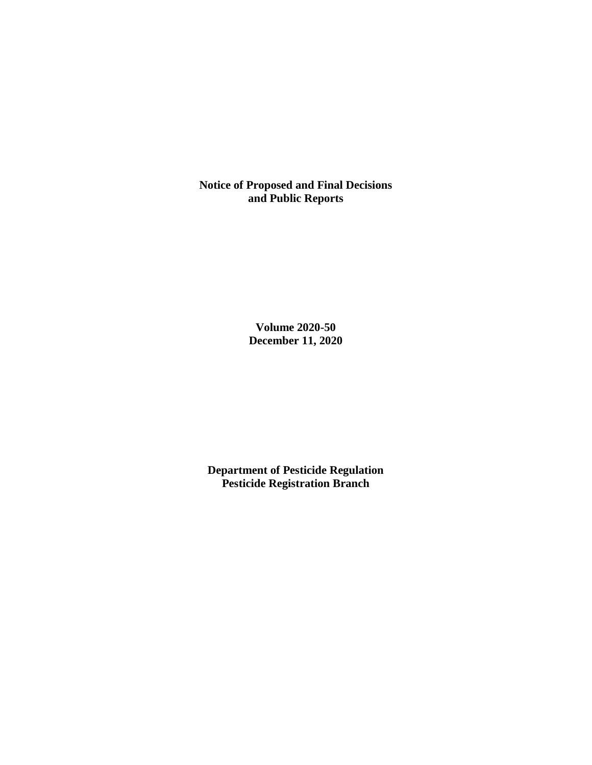# Notice of Proposed and Final Decisions and Public Reports

**Volume 2020-50**
**December 11, 2020**

**Department of Pesticide Regulation**
**Pesticide Registration Branch**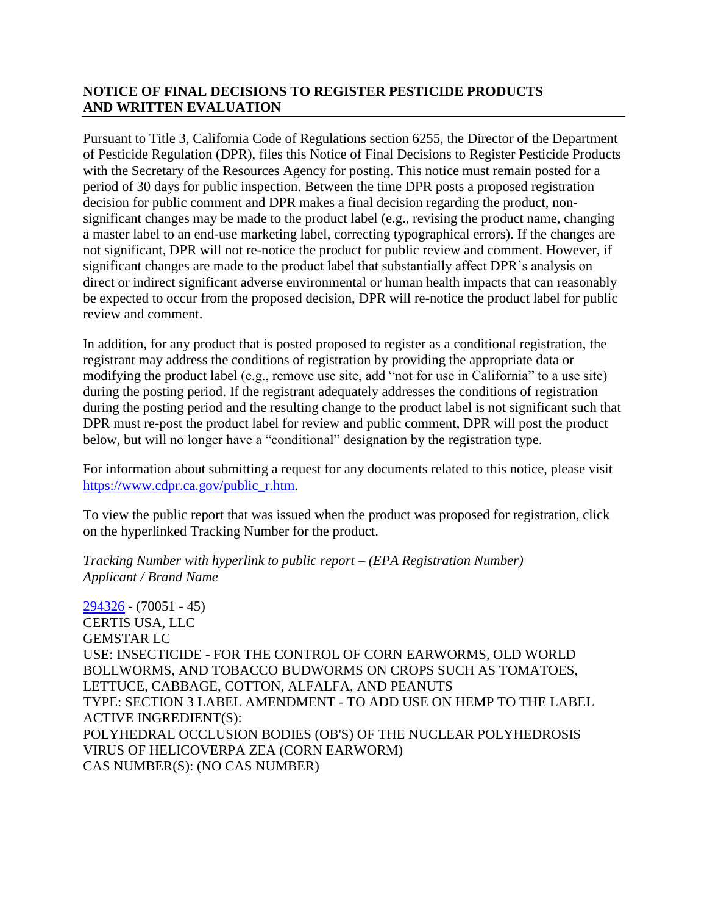## NOTICE OF FINAL DECISIONS TO REGISTER PESTICIDE PRODUCTS AND WRITTEN EVALUATION

Pursuant to Title 3, California Code of Regulations section 6255, the Director of the Department of Pesticide Regulation (DPR), files this Notice of Final Decisions to Register Pesticide Products with the Secretary of the Resources Agency for posting. This notice must remain posted for a period of 30 days for public inspection. Between the time DPR posts a proposed registration decision for public comment and DPR makes a final decision regarding the product, non-significant changes may be made to the product label (e.g., revising the product name, changing a master label to an end-use marketing label, correcting typographical errors). If the changes are not significant, DPR will not re-notice the product for public review and comment. However, if significant changes are made to the product label that substantially affect DPR's analysis on direct or indirect significant adverse environmental or human health impacts that can reasonably be expected to occur from the proposed decision, DPR will re-notice the product label for public review and comment.

In addition, for any product that is posted proposed to register as a conditional registration, the registrant may address the conditions of registration by providing the appropriate data or modifying the product label (e.g., remove use site, add "not for use in California" to a use site) during the posting period. If the registrant adequately addresses the conditions of registration during the posting period and the resulting change to the product label is not significant such that DPR must re-post the product label for review and public comment, DPR will post the product below, but will no longer have a "conditional" designation by the registration type.

For information about submitting a request for any documents related to this notice, please visit https://www.cdpr.ca.gov/public_r.htm.

To view the public report that was issued when the product was proposed for registration, click on the hyperlinked Tracking Number for the product.

*Tracking Number with hyperlink to public report – (EPA Registration Number)*
*Applicant / Brand Name*

294326 - (70051 - 45)
CERTIS USA, LLC
GEMSTAR LC
USE: INSECTICIDE - FOR THE CONTROL OF CORN EARWORMS, OLD WORLD BOLLWORMS, AND TOBACCO BUDWORMS ON CROPS SUCH AS TOMATOES, LETTUCE, CABBAGE, COTTON, ALFALFA, AND PEANUTS
TYPE: SECTION 3 LABEL AMENDMENT - TO ADD USE ON HEMP TO THE LABEL
ACTIVE INGREDIENT(S):
POLYHEDRAL OCCLUSION BODIES (OB'S) OF THE NUCLEAR POLYHEDROSIS VIRUS OF HELICOVERPA ZEA (CORN EARWORM)
CAS NUMBER(S): (NO CAS NUMBER)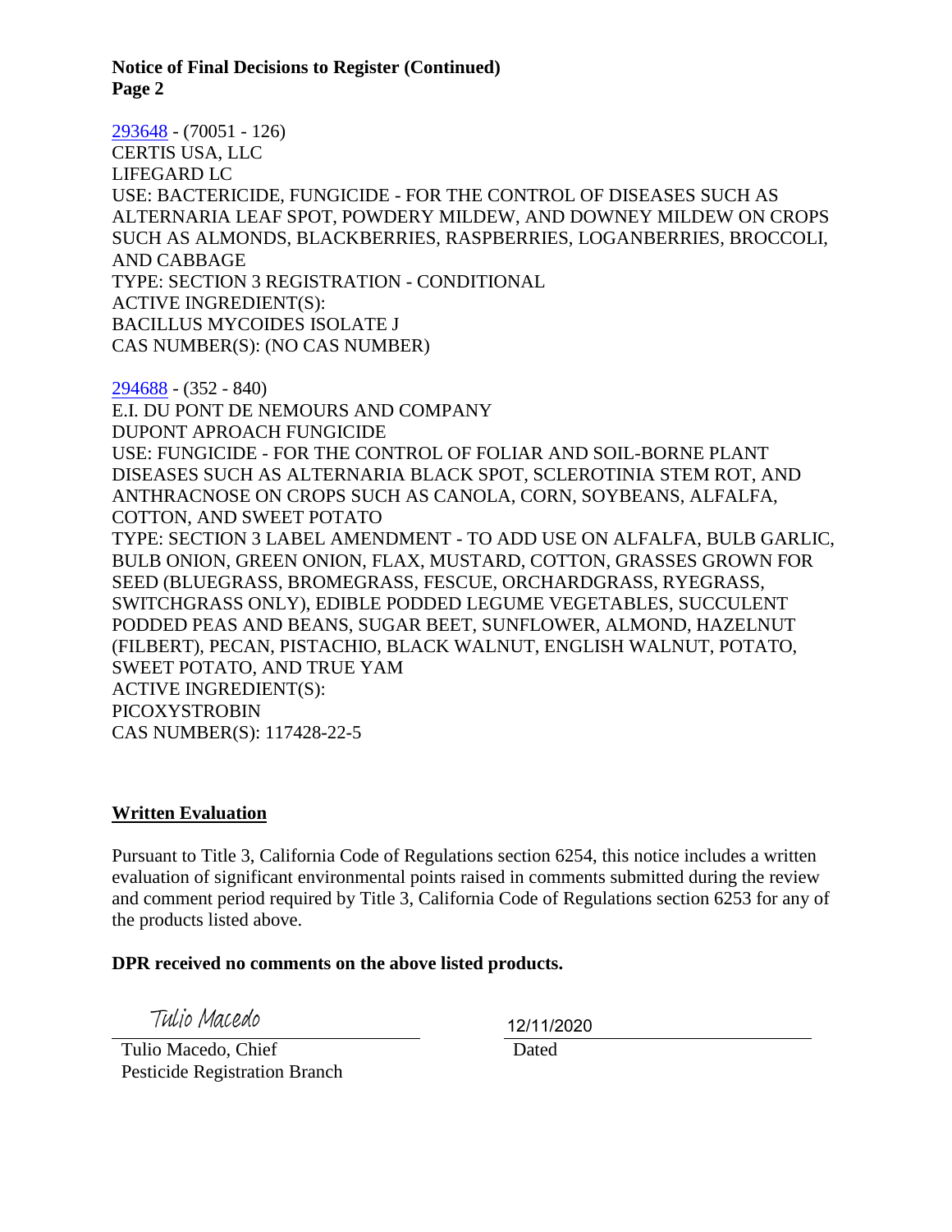**Notice of Final Decisions to Register (Continued)**
**Page 2**

[293648](293648) - (70051 - 126)
CERTIS USA, LLC
LIFEGARD LC
USE: BACTERICIDE, FUNGICIDE - FOR THE CONTROL OF DISEASES SUCH AS ALTERNARIA LEAF SPOT, POWDERY MILDEW, AND DOWNEY MILDEW ON CROPS SUCH AS ALMONDS, BLACKBERRIES, RASPBERRIES, LOGANBERRIES, BROCCOLI, AND CABBAGE
TYPE: SECTION 3 REGISTRATION - CONDITIONAL
ACTIVE INGREDIENT(S):
BACILLUS MYCOIDES ISOLATE J
CAS NUMBER(S): (NO CAS NUMBER)

[294688](294688) - (352 - 840)
E.I. DU PONT DE NEMOURS AND COMPANY
DUPONT APROACH FUNGICIDE
USE: FUNGICIDE - FOR THE CONTROL OF FOLIAR AND SOIL-BORNE PLANT DISEASES SUCH AS ALTERNARIA BLACK SPOT, SCLEROTINIA STEM ROT, AND ANTHRACNOSE ON CROPS SUCH AS CANOLA, CORN, SOYBEANS, ALFALFA, COTTON, AND SWEET POTATO
TYPE: SECTION 3 LABEL AMENDMENT - TO ADD USE ON ALFALFA, BULB GARLIC, BULB ONION, GREEN ONION, FLAX, MUSTARD, COTTON, GRASSES GROWN FOR SEED (BLUEGRASS, BROMEGRASS, FESCUE, ORCHARDGRASS, RYEGRASS, SWITCHGRASS ONLY), EDIBLE PODDED LEGUME VEGETABLES, SUCCULENT PODDED PEAS AND BEANS, SUGAR BEET, SUNFLOWER, ALMOND, HAZELNUT (FILBERT), PECAN, PISTACHIO, BLACK WALNUT, ENGLISH WALNUT, POTATO, SWEET POTATO, AND TRUE YAM
ACTIVE INGREDIENT(S):
PICOXYSTROBIN
CAS NUMBER(S): 117428-22-5

## Written Evaluation

Pursuant to Title 3, California Code of Regulations section 6254, this notice includes a written evaluation of significant environmental points raised in comments submitted during the review and comment period required by Title 3, California Code of Regulations section 6253 for any of the products listed above.

**DPR received no comments on the above listed products.**

Tulio Macedo
Tulio Macedo, Chief
Pesticide Registration Branch

12/11/2020
Dated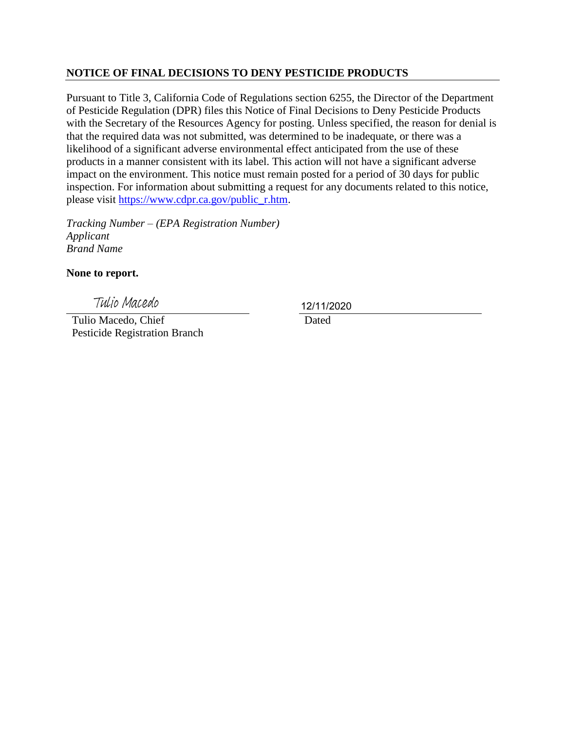## NOTICE OF FINAL DECISIONS TO DENY PESTICIDE PRODUCTS

Pursuant to Title 3, California Code of Regulations section 6255, the Director of the Department of Pesticide Regulation (DPR) files this Notice of Final Decisions to Deny Pesticide Products with the Secretary of the Resources Agency for posting. Unless specified, the reason for denial is that the required data was not submitted, was determined to be inadequate, or there was a likelihood of a significant adverse environmental effect anticipated from the use of these products in a manner consistent with its label. This action will not have a significant adverse impact on the environment. This notice must remain posted for a period of 30 days for public inspection. For information about submitting a request for any documents related to this notice, please visit https://www.cdpr.ca.gov/public_r.htm.

*Tracking Number – (EPA Registration Number)*
*Applicant*
*Brand Name*

**None to report.**

Tulio Macedo

Tulio Macedo, Chief
Pesticide Registration Branch

12/11/2020
Dated